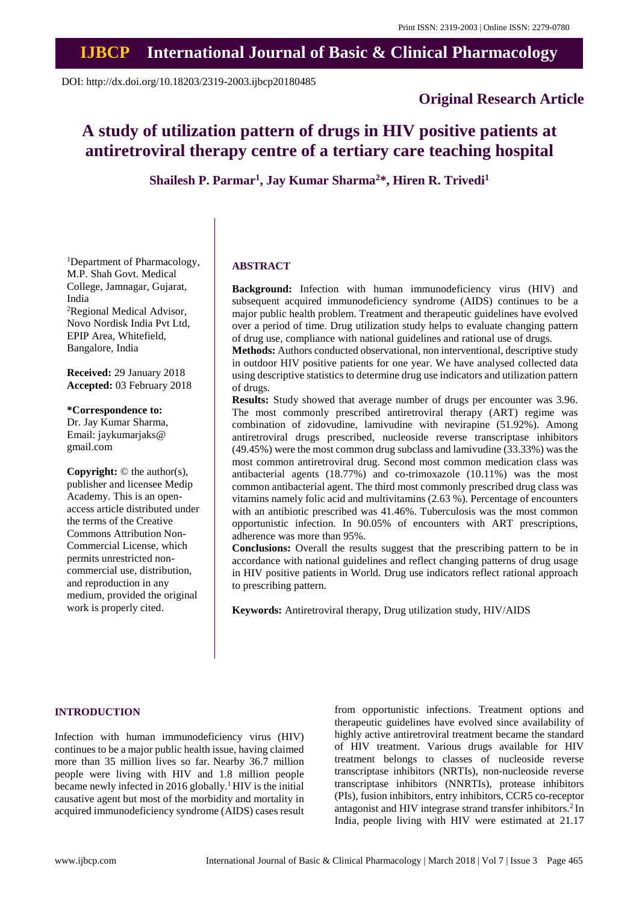Print ISSN: 2319-2003 | Online ISSN: 2279-0780

# IJBCP International Journal of Basic & Clinical Pharmacology

DOI: http://dx.doi.org/10.18203/2319-2003.ijbcp20180485

**Original Research Article**

# A study of utilization pattern of drugs in HIV positive patients at antiretroviral therapy centre of a tertiary care teaching hospital

**Shailesh P. Parmar[1], Jay Kumar Sharma[2]*, Hiren R. Trivedi[1]**

[1]Department of Pharmacology, M.P. Shah Govt. Medical College, Jamnagar, Gujarat, India
[2]Regional Medical Advisor, Novo Nordisk India Pvt Ltd, EPIP Area, Whitefield, Bangalore, India

**Received:** 29 January 2018
**Accepted:** 03 February 2018

***Correspondence to:**
Dr. Jay Kumar Sharma,
Email: jaykumarjaks@gmail.com

**Copyright:** © the author(s), publisher and licensee Medip Academy. This is an open-access article distributed under the terms of the Creative Commons Attribution Non-Commercial License, which permits unrestricted non-commercial use, distribution, and reproduction in any medium, provided the original work is properly cited.

## ABSTRACT

**Background:** Infection with human immunodeficiency virus (HIV) and subsequent acquired immunodeficiency syndrome (AIDS) continues to be a major public health problem. Treatment and therapeutic guidelines have evolved over a period of time. Drug utilization study helps to evaluate changing pattern of drug use, compliance with national guidelines and rational use of drugs.

**Methods:** Authors conducted observational, non interventional, descriptive study in outdoor HIV positive patients for one year. We have analysed collected data using descriptive statistics to determine drug use indicators and utilization pattern of drugs.

**Results:** Study showed that average number of drugs per encounter was 3.96. The most commonly prescribed antiretroviral therapy (ART) regime was combination of zidovudine, lamivudine with nevirapine (51.92%). Among antiretroviral drugs prescribed, nucleoside reverse transcriptase inhibitors (49.45%) were the most common drug subclass and lamivudine (33.33%) was the most common antiretroviral drug. Second most common medication class was antibacterial agents (18.77%) and co-trimoxazole (10.11%) was the most common antibacterial agent. The third most commonly prescribed drug class was vitamins namely folic acid and multivitamins (2.63 %). Percentage of encounters with an antibiotic prescribed was 41.46%. Tuberculosis was the most common opportunistic infection. In 90.05% of encounters with ART prescriptions, adherence was more than 95%.

**Conclusions:** Overall the results suggest that the prescribing pattern to be in accordance with national guidelines and reflect changing patterns of drug usage in HIV positive patients in World. Drug use indicators reflect rational approach to prescribing pattern.

**Keywords:** Antiretroviral therapy, Drug utilization study, HIV/AIDS

## INTRODUCTION

Infection with human immunodeficiency virus (HIV) continues to be a major public health issue, having claimed more than 35 million lives so far. Nearby 36.7 million people were living with HIV and 1.8 million people became newly infected in 2016 globally.[1] HIV is the initial causative agent but most of the morbidity and mortality in acquired immunodeficiency syndrome (AIDS) cases result from opportunistic infections. Treatment options and therapeutic guidelines have evolved since availability of highly active antiretroviral treatment became the standard of HIV treatment. Various drugs available for HIV treatment belongs to classes of nucleoside reverse transcriptase inhibitors (NRTIs), non-nucleoside reverse transcriptase inhibitors (NNRTIs), protease inhibitors (PIs), fusion inhibitors, entry inhibitors, CCR5 co-receptor antagonist and HIV integrase strand transfer inhibitors.[2] In India, people living with HIV were estimated at 21.17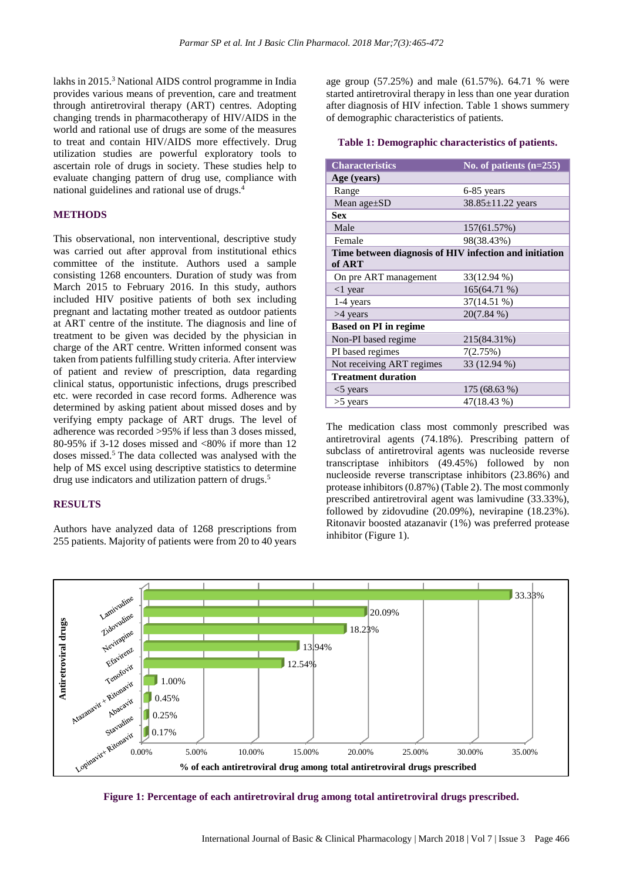lakhs in 2015.[3] National AIDS control programme in India provides various means of prevention, care and treatment through antiretroviral therapy (ART) centres. Adopting changing trends in pharmacotherapy of HIV/AIDS in the world and rational use of drugs are some of the measures to treat and contain HIV/AIDS more effectively. Drug utilization studies are powerful exploratory tools to ascertain role of drugs in society. These studies help to evaluate changing pattern of drug use, compliance with national guidelines and rational use of drugs.[4]

## METHODS

This observational, non interventional, descriptive study was carried out after approval from institutional ethics committee of the institute. Authors used a sample consisting 1268 encounters. Duration of study was from March 2015 to February 2016. In this study, authors included HIV positive patients of both sex including pregnant and lactating mother treated as outdoor patients at ART centre of the institute. The diagnosis and line of treatment to be given was decided by the physician in charge of the ART centre. Written informed consent was taken from patients fulfilling study criteria. After interview of patient and review of prescription, data regarding clinical status, opportunistic infections, drugs prescribed etc. were recorded in case record forms. Adherence was determined by asking patient about missed doses and by verifying empty package of ART drugs. The level of adherence was recorded >95% if less than 3 doses missed, 80-95% if 3-12 doses missed and <80% if more than 12 doses missed.[5] The data collected was analysed with the help of MS excel using descriptive statistics to determine drug use indicators and utilization pattern of drugs.[5]

## RESULTS

Authors have analyzed data of 1268 prescriptions from 255 patients. Majority of patients were from 20 to 40 years age group (57.25%) and male (61.57%). 64.71 % were started antiretroviral therapy in less than one year duration after diagnosis of HIV infection. Table 1 shows summery of demographic characteristics of patients.

**Table 1: Demographic characteristics of patients.**

| Characteristics | No. of patients (n=255) |
|---|---|
| **Age (years)** | |
| Range | 6-85 years |
| Mean age±SD | 38.85±11.22 years |
| **Sex** | |
| Male | 157(61.57%) |
| Female | 98(38.43%) |
| **Time between diagnosis of HIV infection and initiation of ART** | |
| On pre ART management | 33(12.94 %) |
| <1 year | 165(64.71 %) |
| 1-4 years | 37(14.51 %) |
| >4 years | 20(7.84 %) |
| **Based on PI in regime** | |
| Non-PI based regime | 215(84.31%) |
| PI based regimes | 7(2.75%) |
| Not receiving ART regimes | 33 (12.94 %) |
| **Treatment duration** | |
| <5 years | 175 (68.63 %) |
| >5 years | 47(18.43 %) |

The medication class most commonly prescribed was antiretroviral agents (74.18%). Prescribing pattern of subclass of antiretroviral agents was nucleoside reverse transcriptase inhibitors (49.45%) followed by non nucleoside reverse transcriptase inhibitors (23.86%) and protease inhibitors (0.87%) (Table 2). The most commonly prescribed antiretroviral agent was lamivudine (33.33%), followed by zidovudine (20.09%), nevirapine (18.23%). Ritonavir boosted atazanavir (1%) was preferred protease inhibitor (Figure 1).

**Figure 1: Percentage of each antiretroviral drug among total antiretroviral drugs prescribed.**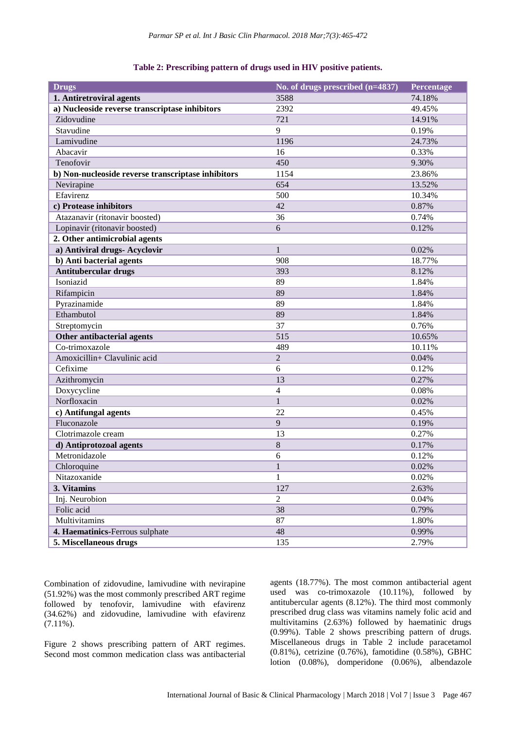**Table 2: Prescribing pattern of drugs used in HIV positive patients.**

| Drugs | No. of drugs prescribed (n=4837) | Percentage |
|---|---|---|
| **1. Antiretroviral agents** | 3588 | 74.18% |
| **a) Nucleoside reverse transcriptase inhibitors** | 2392 | 49.45% |
| Zidovudine | 721 | 14.91% |
| Stavudine | 9 | 0.19% |
| Lamivudine | 1196 | 24.73% |
| Abacavir | 16 | 0.33% |
| Tenofovir | 450 | 9.30% |
| **b) Non-nucleoside reverse transcriptase inhibitors** | 1154 | 23.86% |
| Nevirapine | 654 | 13.52% |
| Efavirenz | 500 | 10.34% |
| **c) Protease inhibitors** | 42 | 0.87% |
| Atazanavir (ritonavir boosted) | 36 | 0.74% |
| Lopinavir (ritonavir boosted) | 6 | 0.12% |
| **2. Other antimicrobial agents** | | |
| **a) Antiviral drugs- Acyclovir** | 1 | 0.02% |
| **b) Anti bacterial agents** | 908 | 18.77% |
| **Antitubercular drugs** | 393 | 8.12% |
| Isoniazid | 89 | 1.84% |
| Rifampicin | 89 | 1.84% |
| Pyrazinamide | 89 | 1.84% |
| Ethambutol | 89 | 1.84% |
| Streptomycin | 37 | 0.76% |
| **Other antibacterial agents** | 515 | 10.65% |
| Co-trimoxazole | 489 | 10.11% |
| Amoxicillin+ Clavulinic acid | 2 | 0.04% |
| Cefixime | 6 | 0.12% |
| Azithromycin | 13 | 0.27% |
| Doxycycline | 4 | 0.08% |
| Norfloxacin | 1 | 0.02% |
| **c) Antifungal agents** | 22 | 0.45% |
| Fluconazole | 9 | 0.19% |
| Clotrimazole cream | 13 | 0.27% |
| **d) Antiprotozoal agents** | 8 | 0.17% |
| Metronidazole | 6 | 0.12% |
| Chloroquine | 1 | 0.02% |
| Nitazoxanide | 1 | 0.02% |
| **3. Vitamins** | 127 | 2.63% |
| Inj. Neurobion | 2 | 0.04% |
| Folic acid | 38 | 0.79% |
| Multivitamins | 87 | 1.80% |
| **4. Haematinics**-Ferrous sulphate | 48 | 0.99% |
| **5. Miscellaneous drugs** | 135 | 2.79% |

Combination of zidovudine, lamivudine with nevirapine (51.92%) was the most commonly prescribed ART regime followed by tenofovir, lamivudine with efavirenz (34.62%) and zidovudine, lamivudine with efavirenz (7.11%).

Figure 2 shows prescribing pattern of ART regimes. Second most common medication class was antibacterial agents (18.77%). The most common antibacterial agent used was co-trimoxazole (10.11%), followed by antitubercular agents (8.12%). The third most commonly prescribed drug class was vitamins namely folic acid and multivitamins (2.63%) followed by haematinic drugs (0.99%). Table 2 shows prescribing pattern of drugs. Miscellaneous drugs in Table 2 include paracetamol (0.81%), cetrizine (0.76%), famotidine (0.58%), GBHC lotion (0.08%), domperidone (0.06%), albendazole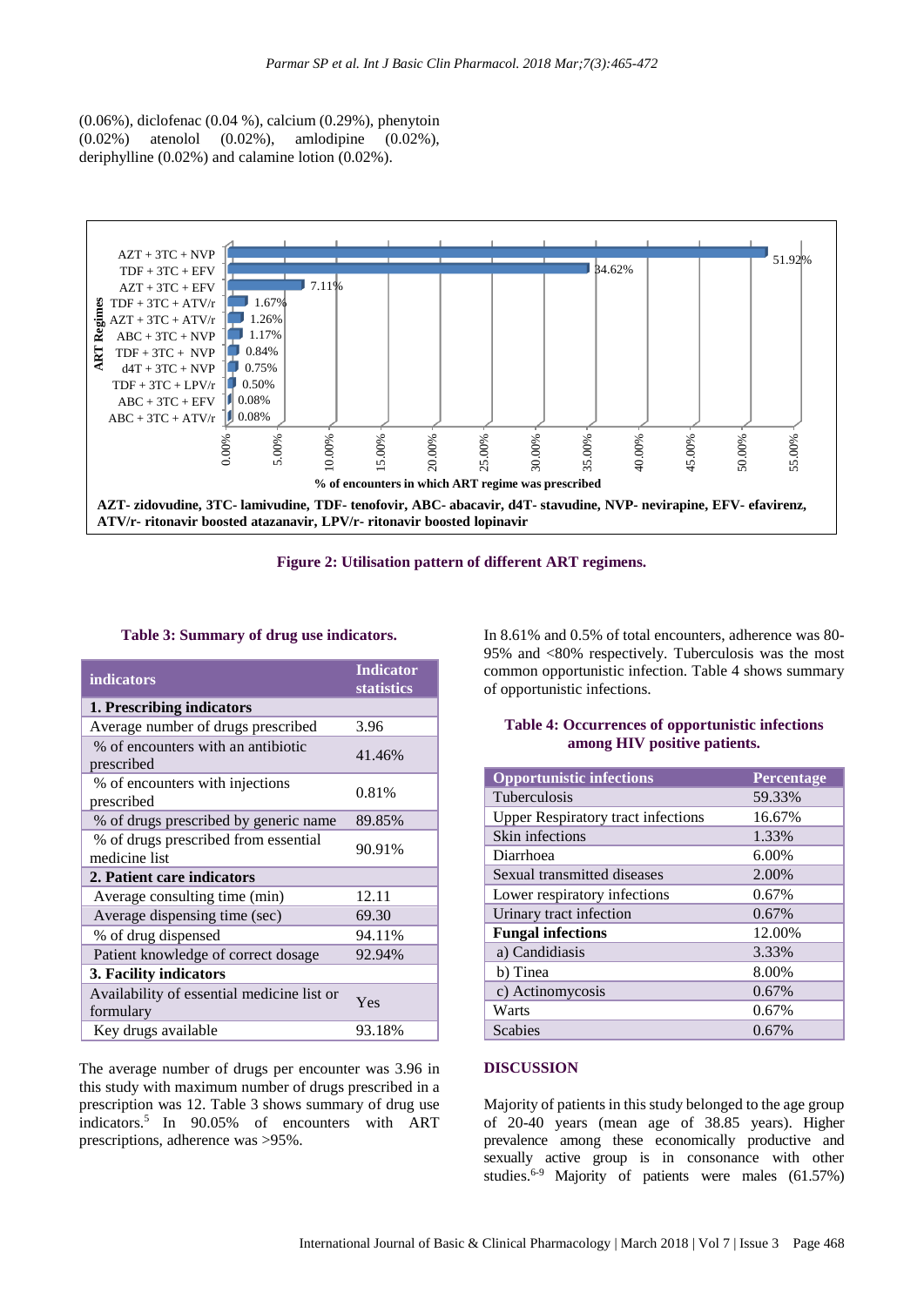(0.06%), diclofenac (0.04 %), calcium (0.29%), phenytoin (0.02%) atenolol (0.02%), amlodipine (0.02%), deriphylline (0.02%) and calamine lotion (0.02%).

| ART Regimes | % of encounters in which ART regime was prescribed |
|---|---|
| AZT + 3TC + NVP | 51.92% |
| TDF + 3TC + EFV | 34.62% |
| AZT + 3TC + EFV | 7.11% |
| TDF + 3TC + ATV/r | 1.67% |
| AZT + 3TC + ATV/r | 1.26% |
| ABC + 3TC + NVP | 1.17% |
| TDF + 3TC + NVP | 0.84% |
| d4T + 3TC + NVP | 0.75% |
| TDF + 3TC + LPV/r | 0.50% |
| ABC + 3TC + EFV | 0.08% |
| ABC + 3TC + ATV/r | 0.08% |

**AZT- zidovudine, 3TC- lamivudine, TDF- tenofovir, ABC- abacavir, d4T- stavudine, NVP- nevirapine, EFV- efavirenz, ATV/r- ritonavir boosted atazanavir, LPV/r- ritonavir boosted lopinavir**

**Figure 2: Utilisation pattern of different ART regimens.**

**Table 3: Summary of drug use indicators.**

| indicators | Indicator statistics |
|---|---|
| **1. Prescribing indicators** | |
| Average number of drugs prescribed | 3.96 |
| % of encounters with an antibiotic prescribed | 41.46% |
| % of encounters with injections prescribed | 0.81% |
| % of drugs prescribed by generic name | 89.85% |
| % of drugs prescribed from essential medicine list | 90.91% |
| **2. Patient care indicators** | |
| Average consulting time (min) | 12.11 |
| Average dispensing time (sec) | 69.30 |
| % of drug dispensed | 94.11% |
| Patient knowledge of correct dosage | 92.94% |
| **3. Facility indicators** | |
| Availability of essential medicine list or formulary | Yes |
| Key drugs available | 93.18% |

The average number of drugs per encounter was 3.96 in this study with maximum number of drugs prescribed in a prescription was 12. Table 3 shows summary of drug use indicators.[5] In 90.05% of encounters with ART prescriptions, adherence was >95%.

In 8.61% and 0.5% of total encounters, adherence was 80-95% and <80% respectively. Tuberculosis was the most common opportunistic infection. Table 4 shows summary of opportunistic infections.

**Table 4: Occurrences of opportunistic infections among HIV positive patients.**

| Opportunistic infections | Percentage |
|---|---|
| Tuberculosis | 59.33% |
| Upper Respiratory tract infections | 16.67% |
| Skin infections | 1.33% |
| Diarrhoea | 6.00% |
| Sexual transmitted diseases | 2.00% |
| Lower respiratory infections | 0.67% |
| Urinary tract infection | 0.67% |
| **Fungal infections** | 12.00% |
| a) Candidiasis | 3.33% |
| b) Tinea | 8.00% |
| c) Actinomycosis | 0.67% |
| Warts | 0.67% |
| Scabies | 0.67% |

## DISCUSSION

Majority of patients in this study belonged to the age group of 20-40 years (mean age of 38.85 years). Higher prevalence among these economically productive and sexually active group is in consonance with other studies.[6-9] Majority of patients were males (61.57%)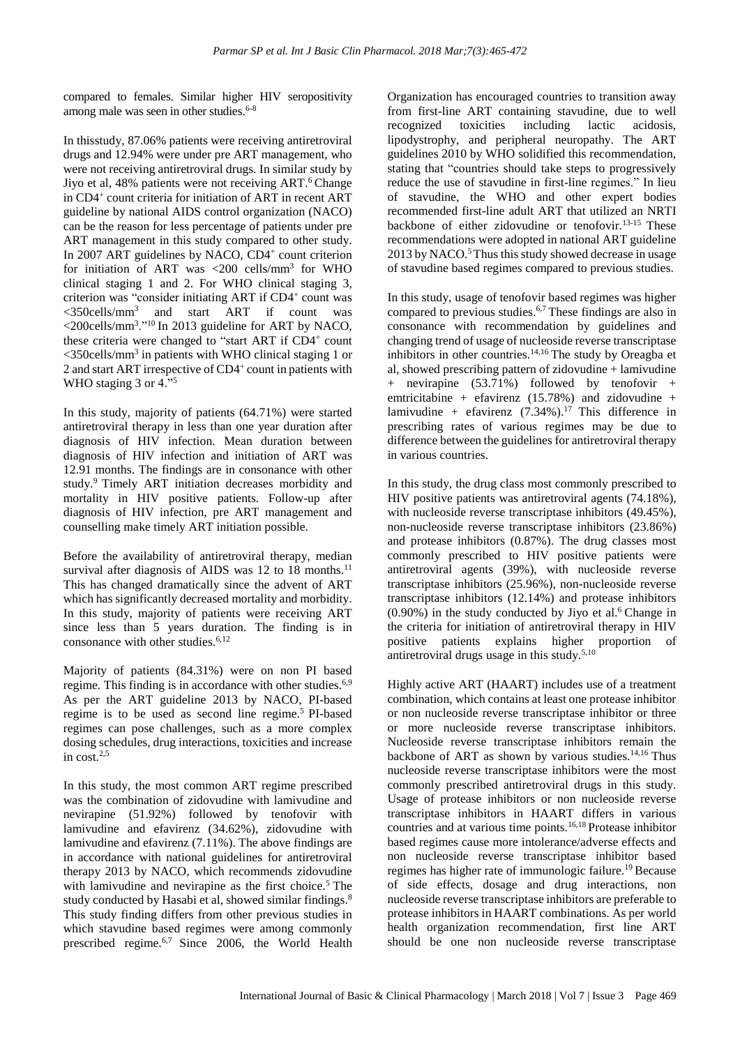compared to females. Similar higher HIV seropositivity among male was seen in other studies.[6-8]

In thisstudy, 87.06% patients were receiving antiretroviral drugs and 12.94% were under pre ART management, who were not receiving antiretroviral drugs. In similar study by Jiyo et al, 48% patients were not receiving ART.[6] Change in $CD4^+$ count criteria for initiation of ART in recent ART guideline by national AIDS control organization (NACO) can be the reason for less percentage of patients under pre ART management in this study compared to other study. In 2007 ART guidelines by NACO, $CD4^+$ count criterion for initiation of ART was <200 cells/mm$^3$ for WHO clinical staging 1 and 2. For WHO clinical staging 3, criterion was "consider initiating ART if $CD4^+$ count was <350cells/mm$^3$ and start ART if count was <200cells/mm$^3$."[10] In 2013 guideline for ART by NACO, these criteria were changed to "start ART if $CD4^+$ count <350cells/mm$^3$ in patients with WHO clinical staging 1 or 2 and start ART irrespective of $CD4^+$ count in patients with WHO staging 3 or 4."[5]

In this study, majority of patients (64.71%) were started antiretroviral therapy in less than one year duration after diagnosis of HIV infection. Mean duration between diagnosis of HIV infection and initiation of ART was 12.91 months. The findings are in consonance with other study.[9] Timely ART initiation decreases morbidity and mortality in HIV positive patients. Follow-up after diagnosis of HIV infection, pre ART management and counselling make timely ART initiation possible.

Before the availability of antiretroviral therapy, median survival after diagnosis of AIDS was 12 to 18 months.[11] This has changed dramatically since the advent of ART which has significantly decreased mortality and morbidity. In this study, majority of patients were receiving ART since less than 5 years duration. The finding is in consonance with other studies.[6,12]

Majority of patients (84.31%) were on non PI based regime. This finding is in accordance with other studies.[6,9] As per the ART guideline 2013 by NACO, PI-based regime is to be used as second line regime.[5] PI-based regimes can pose challenges, such as a more complex dosing schedules, drug interactions, toxicities and increase in cost.[2,5]

In this study, the most common ART regime prescribed was the combination of zidovudine with lamivudine and nevirapine (51.92%) followed by tenofovir with lamivudine and efavirenz (34.62%), zidovudine with lamivudine and efavirenz (7.11%). The above findings are in accordance with national guidelines for antiretroviral therapy 2013 by NACO, which recommends zidovudine with lamivudine and nevirapine as the first choice.[5] The study conducted by Hasabi et al, showed similar findings.[8] This study finding differs from other previous studies in which stavudine based regimes were among commonly prescribed regime.[6,7] Since 2006, the World Health Organization has encouraged countries to transition away from first-line ART containing stavudine, due to well recognized toxicities including lactic acidosis, lipodystrophy, and peripheral neuropathy. The ART guidelines 2010 by WHO solidified this recommendation, stating that "countries should take steps to progressively reduce the use of stavudine in first-line regimes." In lieu of stavudine, the WHO and other expert bodies recommended first-line adult ART that utilized an NRTI backbone of either zidovudine or tenofovir.[13-15] These recommendations were adopted in national ART guideline 2013 by NACO.[5] Thus this study showed decrease in usage of stavudine based regimes compared to previous studies.

In this study, usage of tenofovir based regimes was higher compared to previous studies.[6,7] These findings are also in consonance with recommendation by guidelines and changing trend of usage of nucleoside reverse transcriptase inhibitors in other countries.[14,16] The study by Oreagba et al, showed prescribing pattern of zidovudine + lamivudine + nevirapine (53.71%) followed by tenofovir + emtricitabine + efavirenz (15.78%) and zidovudine + lamivudine + efavirenz (7.34%).[17] This difference in prescribing rates of various regimes may be due to difference between the guidelines for antiretroviral therapy in various countries.

In this study, the drug class most commonly prescribed to HIV positive patients was antiretroviral agents (74.18%), with nucleoside reverse transcriptase inhibitors (49.45%), non-nucleoside reverse transcriptase inhibitors (23.86%) and protease inhibitors (0.87%). The drug classes most commonly prescribed to HIV positive patients were antiretroviral agents (39%), with nucleoside reverse transcriptase inhibitors (25.96%), non-nucleoside reverse transcriptase inhibitors (12.14%) and protease inhibitors (0.90%) in the study conducted by Jiyo et al.[6] Change in the criteria for initiation of antiretroviral therapy in HIV positive patients explains higher proportion of antiretroviral drugs usage in this study.[5,10]

Highly active ART (HAART) includes use of a treatment combination, which contains at least one protease inhibitor or non nucleoside reverse transcriptase inhibitor or three or more nucleoside reverse transcriptase inhibitors. Nucleoside reverse transcriptase inhibitors remain the backbone of ART as shown by various studies.[14,16] Thus nucleoside reverse transcriptase inhibitors were the most commonly prescribed antiretroviral drugs in this study. Usage of protease inhibitors or non nucleoside reverse transcriptase inhibitors in HAART differs in various countries and at various time points.[16,18] Protease inhibitor based regimes cause more intolerance/adverse effects and non nucleoside reverse transcriptase inhibitor based regimes has higher rate of immunologic failure.[19] Because of side effects, dosage and drug interactions, non nucleoside reverse transcriptase inhibitors are preferable to protease inhibitors in HAART combinations. As per world health organization recommendation, first line ART should be one non nucleoside reverse transcriptase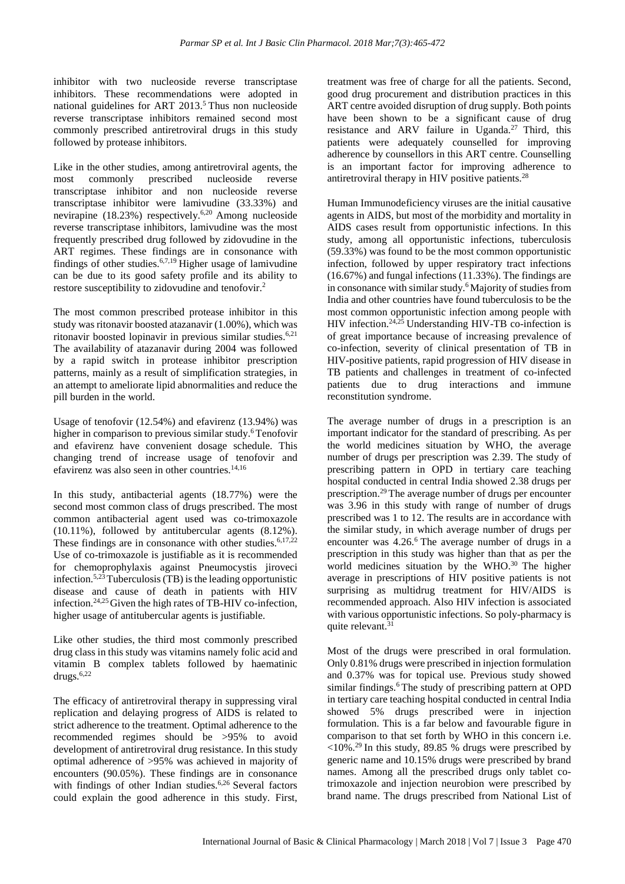inhibitor with two nucleoside reverse transcriptase inhibitors. These recommendations were adopted in national guidelines for ART 2013.[5] Thus non nucleoside reverse transcriptase inhibitors remained second most commonly prescribed antiretroviral drugs in this study followed by protease inhibitors.

Like in the other studies, among antiretroviral agents, the most commonly prescribed nucleoside reverse transcriptase inhibitor and non nucleoside reverse transcriptase inhibitor were lamivudine (33.33%) and nevirapine (18.23%) respectively.[6,20] Among nucleoside reverse transcriptase inhibitors, lamivudine was the most frequently prescribed drug followed by zidovudine in the ART regimes. These findings are in consonance with findings of other studies.[6,7,19] Higher usage of lamivudine can be due to its good safety profile and its ability to restore susceptibility to zidovudine and tenofovir.[2]

The most common prescribed protease inhibitor in this study was ritonavir boosted atazanavir (1.00%), which was ritonavir boosted lopinavir in previous similar studies.[6,21] The availability of atazanavir during 2004 was followed by a rapid switch in protease inhibitor prescription patterns, mainly as a result of simplification strategies, in an attempt to ameliorate lipid abnormalities and reduce the pill burden in the world.

Usage of tenofovir (12.54%) and efavirenz (13.94%) was higher in comparison to previous similar study.[6] Tenofovir and efavirenz have convenient dosage schedule. This changing trend of increase usage of tenofovir and efavirenz was also seen in other countries.[14,16]

In this study, antibacterial agents (18.77%) were the second most common class of drugs prescribed. The most common antibacterial agent used was co-trimoxazole (10.11%), followed by antitubercular agents (8.12%). These findings are in consonance with other studies.[6,17,22] Use of co-trimoxazole is justifiable as it is recommended for chemoprophylaxis against Pneumocystis jiroveci infection.[5,23] Tuberculosis (TB) is the leading opportunistic disease and cause of death in patients with HIV infection.[24,25] Given the high rates of TB-HIV co-infection, higher usage of antitubercular agents is justifiable.

Like other studies, the third most commonly prescribed drug class in this study was vitamins namely folic acid and vitamin B complex tablets followed by haematinic drugs.[6,22]

The efficacy of antiretroviral therapy in suppressing viral replication and delaying progress of AIDS is related to strict adherence to the treatment. Optimal adherence to the recommended regimes should be >95% to avoid development of antiretroviral drug resistance. In this study optimal adherence of >95% was achieved in majority of encounters (90.05%). These findings are in consonance with findings of other Indian studies.[6,26] Several factors could explain the good adherence in this study. First, treatment was free of charge for all the patients. Second, good drug procurement and distribution practices in this ART centre avoided disruption of drug supply. Both points have been shown to be a significant cause of drug resistance and ARV failure in Uganda.[27] Third, this patients were adequately counselled for improving adherence by counsellors in this ART centre. Counselling is an important factor for improving adherence to antiretroviral therapy in HIV positive patients.[28]

Human Immunodeficiency viruses are the initial causative agents in AIDS, but most of the morbidity and mortality in AIDS cases result from opportunistic infections. In this study, among all opportunistic infections, tuberculosis (59.33%) was found to be the most common opportunistic infection, followed by upper respiratory tract infections (16.67%) and fungal infections (11.33%). The findings are in consonance with similar study.[6] Majority of studies from India and other countries have found tuberculosis to be the most common opportunistic infection among people with HIV infection.[24,25] Understanding HIV-TB co-infection is of great importance because of increasing prevalence of co-infection, severity of clinical presentation of TB in HIV-positive patients, rapid progression of HIV disease in TB patients and challenges in treatment of co-infected patients due to drug interactions and immune reconstitution syndrome.

The average number of drugs in a prescription is an important indicator for the standard of prescribing. As per the world medicines situation by WHO, the average number of drugs per prescription was 2.39. The study of prescribing pattern in OPD in tertiary care teaching hospital conducted in central India showed 2.38 drugs per prescription.[29] The average number of drugs per encounter was 3.96 in this study with range of number of drugs prescribed was 1 to 12. The results are in accordance with the similar study, in which average number of drugs per encounter was 4.26.[6] The average number of drugs in a prescription in this study was higher than that as per the world medicines situation by the WHO.[30] The higher average in prescriptions of HIV positive patients is not surprising as multidrug treatment for HIV/AIDS is recommended approach. Also HIV infection is associated with various opportunistic infections. So poly-pharmacy is quite relevant.[31]

Most of the drugs were prescribed in oral formulation. Only 0.81% drugs were prescribed in injection formulation and 0.37% was for topical use. Previous study showed similar findings.[6] The study of prescribing pattern at OPD in tertiary care teaching hospital conducted in central India showed 5% drugs prescribed were in injection formulation. This is a far below and favourable figure in comparison to that set forth by WHO in this concern i.e. <10%.[29] In this study, 89.85 % drugs were prescribed by generic name and 10.15% drugs were prescribed by brand names. Among all the prescribed drugs only tablet co-trimoxazole and injection neurobion were prescribed by brand name. The drugs prescribed from National List of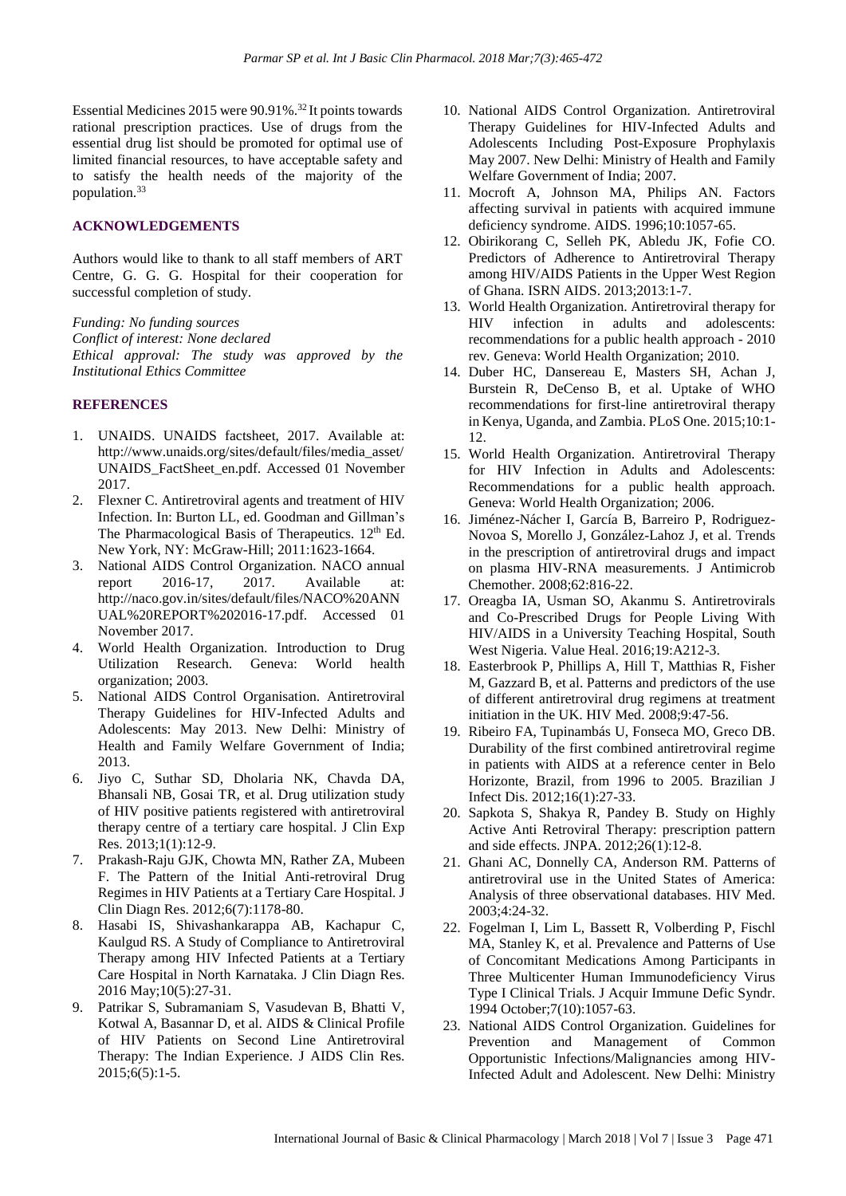Essential Medicines 2015 were 90.91%.[32] It points towards rational prescription practices. Use of drugs from the essential drug list should be promoted for optimal use of limited financial resources, to have acceptable safety and to satisfy the health needs of the majority of the population.[33]

## ACKNOWLEDGEMENTS

Authors would like to thank to all staff members of ART Centre, G. G. G. Hospital for their cooperation for successful completion of study.

*Funding: No funding sources*
*Conflict of interest: None declared*
*Ethical approval: The study was approved by the Institutional Ethics Committee*

## REFERENCES

1. UNAIDS. UNAIDS factsheet, 2017. Available at: http://www.unaids.org/sites/default/files/media_asset/UNAIDS_FactSheet_en.pdf. Accessed 01 November 2017.
2. Flexner C. Antiretroviral agents and treatment of HIV Infection. In: Burton LL, ed. Goodman and Gillman's The Pharmacological Basis of Therapeutics. 12th Ed. New York, NY: McGraw-Hill; 2011:1623-1664.
3. National AIDS Control Organization. NACO annual report 2016-17, 2017. Available at: http://naco.gov.in/sites/default/files/NACO%20ANNUAL%20REPORT%202016-17.pdf. Accessed 01 November 2017.
4. World Health Organization. Introduction to Drug Utilization Research. Geneva: World health organization; 2003.
5. National AIDS Control Organisation. Antiretroviral Therapy Guidelines for HIV-Infected Adults and Adolescents: May 2013. New Delhi: Ministry of Health and Family Welfare Government of India; 2013.
6. Jiyo C, Suthar SD, Dholaria NK, Chavda DA, Bhansali NB, Gosai TR, et al. Drug utilization study of HIV positive patients registered with antiretroviral therapy centre of a tertiary care hospital. J Clin Exp Res. 2013;1(1):12-9.
7. Prakash-Raju GJK, Chowta MN, Rather ZA, Mubeen F. The Pattern of the Initial Anti-retroviral Drug Regimes in HIV Patients at a Tertiary Care Hospital. J Clin Diagn Res. 2012;6(7):1178-80.
8. Hasabi IS, Shivashankarappa AB, Kachapur C, Kaulgud RS. A Study of Compliance to Antiretroviral Therapy among HIV Infected Patients at a Tertiary Care Hospital in North Karnataka. J Clin Diagn Res. 2016 May;10(5):27-31.
9. Patrikar S, Subramaniam S, Vasudevan B, Bhatti V, Kotwal A, Basannar D, et al. AIDS & Clinical Profile of HIV Patients on Second Line Antiretroviral Therapy: The Indian Experience. J AIDS Clin Res. 2015;6(5):1-5.
10. National AIDS Control Organization. Antiretroviral Therapy Guidelines for HIV-Infected Adults and Adolescents Including Post-Exposure Prophylaxis May 2007. New Delhi: Ministry of Health and Family Welfare Government of India; 2007.
11. Mocroft A, Johnson MA, Philips AN. Factors affecting survival in patients with acquired immune deficiency syndrome. AIDS. 1996;10:1057-65.
12. Obirikorang C, Selleh PK, Abledu JK, Fofie CO. Predictors of Adherence to Antiretroviral Therapy among HIV/AIDS Patients in the Upper West Region of Ghana. ISRN AIDS. 2013;2013:1-7.
13. World Health Organization. Antiretroviral therapy for HIV infection in adults and adolescents: recommendations for a public health approach - 2010 rev. Geneva: World Health Organization; 2010.
14. Duber HC, Dansereau E, Masters SH, Achan J, Burstein R, DeCenso B, et al. Uptake of WHO recommendations for first-line antiretroviral therapy in Kenya, Uganda, and Zambia. PLoS One. 2015;10:1-12.
15. World Health Organization. Antiretroviral Therapy for HIV Infection in Adults and Adolescents: Recommendations for a public health approach. Geneva: World Health Organization; 2006.
16. Jiménez-Nácher I, García B, Barreiro P, Rodriguez-Novoa S, Morello J, González-Lahoz J, et al. Trends in the prescription of antiretroviral drugs and impact on plasma HIV-RNA measurements. J Antimicrob Chemother. 2008;62:816-22.
17. Oreagba IA, Usman SO, Akanmu S. Antiretrovirals and Co-Prescribed Drugs for People Living With HIV/AIDS in a University Teaching Hospital, South West Nigeria. Value Heal. 2016;19:A212-3.
18. Easterbrook P, Phillips A, Hill T, Matthias R, Fisher M, Gazzard B, et al. Patterns and predictors of the use of different antiretroviral drug regimens at treatment initiation in the UK. HIV Med. 2008;9:47-56.
19. Ribeiro FA, Tupinambás U, Fonseca MO, Greco DB. Durability of the first combined antiretroviral regime in patients with AIDS at a reference center in Belo Horizonte, Brazil, from 1996 to 2005. Brazilian J Infect Dis. 2012;16(1):27-33.
20. Sapkota S, Shakya R, Pandey B. Study on Highly Active Anti Retroviral Therapy: prescription pattern and side effects. JNPA. 2012;26(1):12-8.
21. Ghani AC, Donnelly CA, Anderson RM. Patterns of antiretroviral use in the United States of America: Analysis of three observational databases. HIV Med. 2003;4:24-32.
22. Fogelman I, Lim L, Bassett R, Volberding P, Fischl MA, Stanley K, et al. Prevalence and Patterns of Use of Concomitant Medications Among Participants in Three Multicenter Human Immunodeficiency Virus Type I Clinical Trials. J Acquir Immune Defic Syndr. 1994 October;7(10):1057-63.
23. National AIDS Control Organization. Guidelines for Prevention and Management of Common Opportunistic Infections/Malignancies among HIV-Infected Adult and Adolescent. New Delhi: Ministry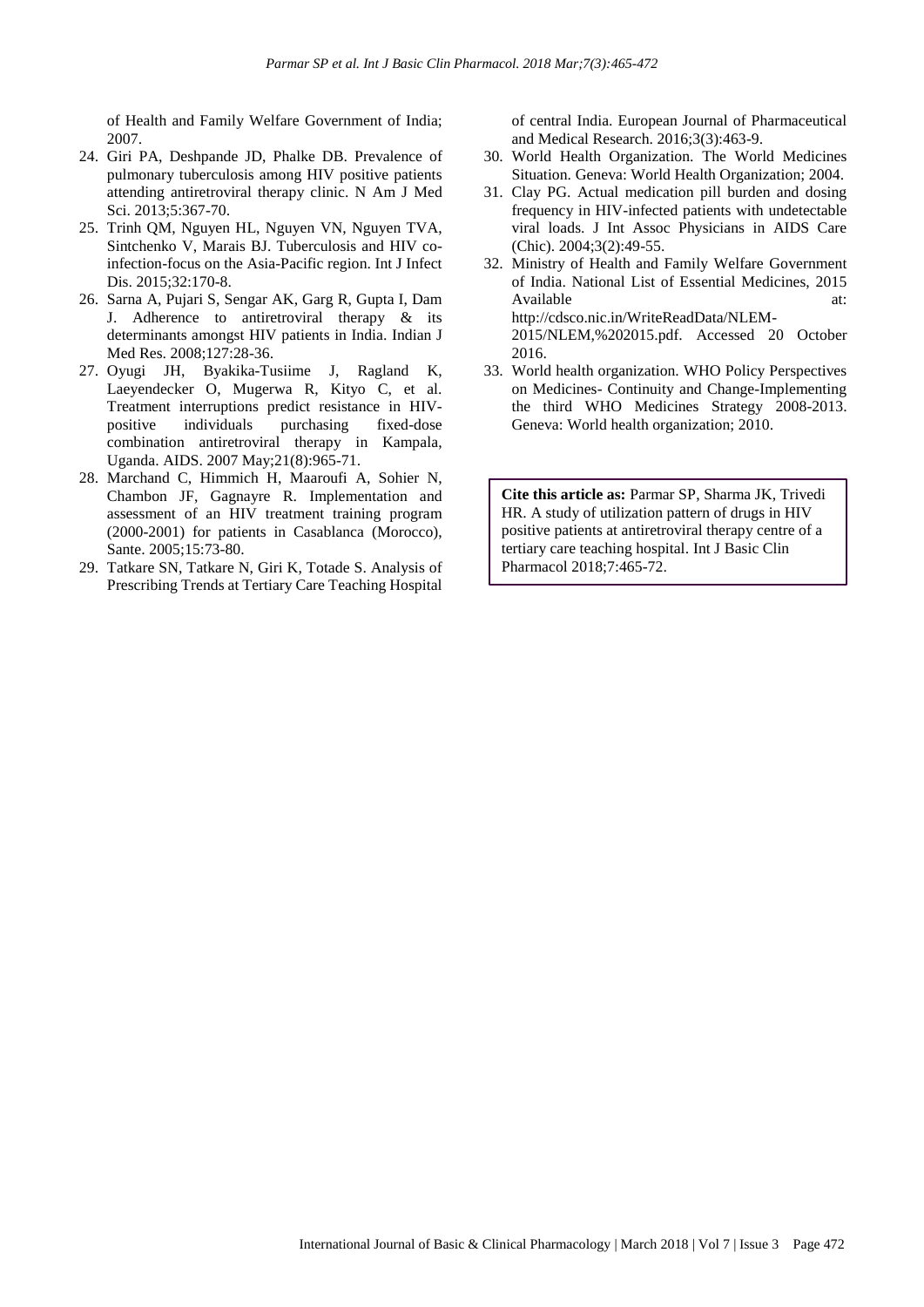of Health and Family Welfare Government of India; 2007.

24. Giri PA, Deshpande JD, Phalke DB. Prevalence of pulmonary tuberculosis among HIV positive patients attending antiretroviral therapy clinic. N Am J Med Sci. 2013;5:367-70.
25. Trinh QM, Nguyen HL, Nguyen VN, Nguyen TVA, Sintchenko V, Marais BJ. Tuberculosis and HIV co-infection-focus on the Asia-Pacific region. Int J Infect Dis. 2015;32:170-8.
26. Sarna A, Pujari S, Sengar AK, Garg R, Gupta I, Dam J. Adherence to antiretroviral therapy & its determinants amongst HIV patients in India. Indian J Med Res. 2008;127:28-36.
27. Oyugi JH, Byakika-Tusiime J, Ragland K, Laeyendecker O, Mugerwa R, Kityo C, et al. Treatment interruptions predict resistance in HIV-positive individuals purchasing fixed-dose combination antiretroviral therapy in Kampala, Uganda. AIDS. 2007 May;21(8):965-71.
28. Marchand C, Himmich H, Maaroufi A, Sohier N, Chambon JF, Gagnayre R. Implementation and assessment of an HIV treatment training program (2000-2001) for patients in Casablanca (Morocco), Sante. 2005;15:73-80.
29. Tatkare SN, Tatkare N, Giri K, Totade S. Analysis of Prescribing Trends at Tertiary Care Teaching Hospital of central India. European Journal of Pharmaceutical and Medical Research. 2016;3(3):463-9.
30. World Health Organization. The World Medicines Situation. Geneva: World Health Organization; 2004.
31. Clay PG. Actual medication pill burden and dosing frequency in HIV-infected patients with undetectable viral loads. J Int Assoc Physicians in AIDS Care (Chic). 2004;3(2):49-55.
32. Ministry of Health and Family Welfare Government of India. National List of Essential Medicines, 2015 Available at: http://cdsco.nic.in/WriteReadData/NLEM-2015/NLEM,%202015.pdf. Accessed 20 October 2016.
33. World health organization. WHO Policy Perspectives on Medicines- Continuity and Change-Implementing the third WHO Medicines Strategy 2008-2013. Geneva: World health organization; 2010.

**Cite this article as:** Parmar SP, Sharma JK, Trivedi HR. A study of utilization pattern of drugs in HIV positive patients at antiretroviral therapy centre of a tertiary care teaching hospital. Int J Basic Clin Pharmacol 2018;7:465-72.